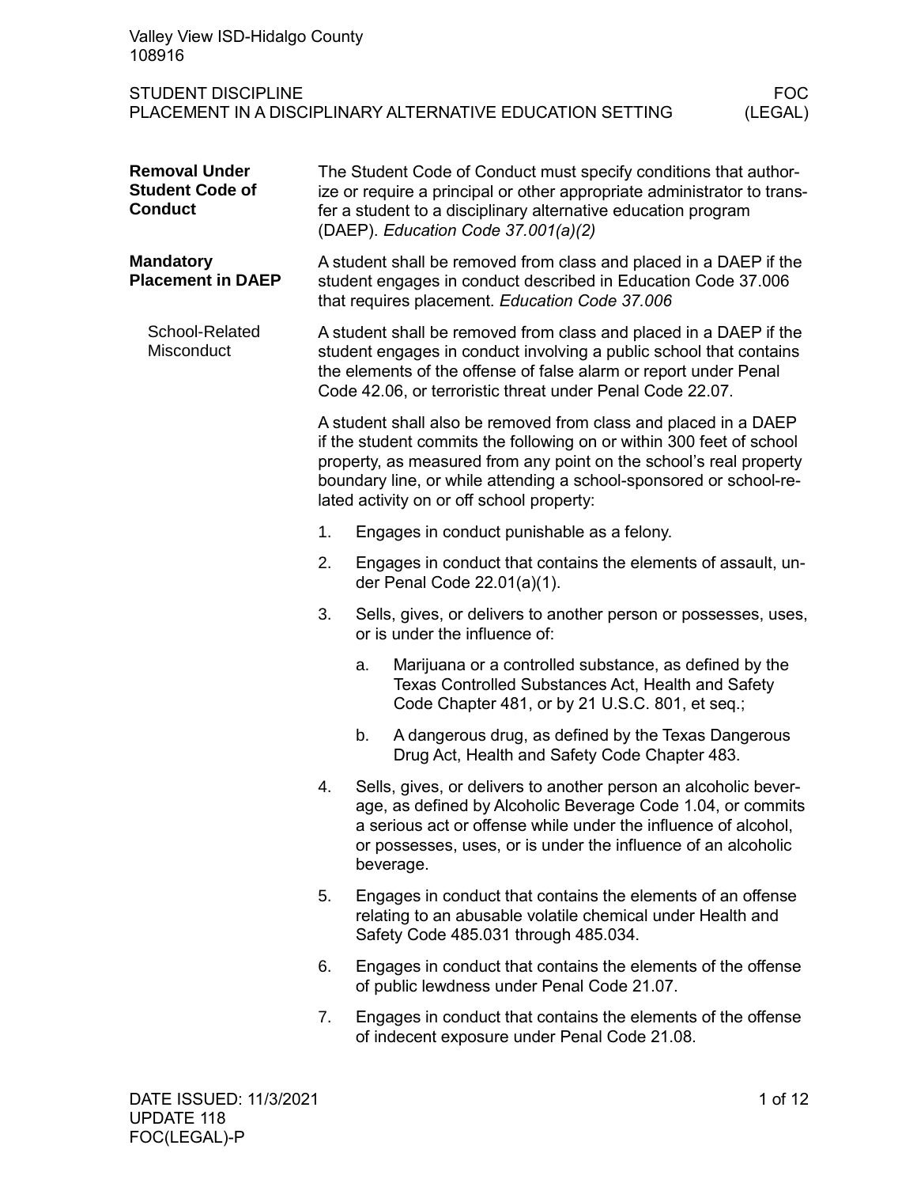Valley View ISD-Hidalgo County
108916

STUDENT DISCIPLINE
PLACEMENT IN A DISCIPLINARY ALTERNATIVE EDUCATION SETTING

FOC
(LEGAL)

## Removal Under Student Code of Conduct

The Student Code of Conduct must specify conditions that authorize or require a principal or other appropriate administrator to transfer a student to a disciplinary alternative education program (DAEP). *Education Code 37.001(a)(2)*

## Mandatory Placement in DAEP

A student shall be removed from class and placed in a DAEP if the student engages in conduct described in Education Code 37.006 that requires placement. *Education Code 37.006*

### School-Related Misconduct

A student shall be removed from class and placed in a DAEP if the student engages in conduct involving a public school that contains the elements of the offense of false alarm or report under Penal Code 42.06, or terroristic threat under Penal Code 22.07.

A student shall also be removed from class and placed in a DAEP if the student commits the following on or within 300 feet of school property, as measured from any point on the school's real property boundary line, or while attending a school-sponsored or school-related activity on or off school property:

1. Engages in conduct punishable as a felony.
2. Engages in conduct that contains the elements of assault, under Penal Code 22.01(a)(1).
3. Sells, gives, or delivers to another person or possesses, uses, or is under the influence of:
    a. Marijuana or a controlled substance, as defined by the Texas Controlled Substances Act, Health and Safety Code Chapter 481, or by 21 U.S.C. 801, et seq.;
    b. A dangerous drug, as defined by the Texas Dangerous Drug Act, Health and Safety Code Chapter 483.
4. Sells, gives, or delivers to another person an alcoholic beverage, as defined by Alcoholic Beverage Code 1.04, or commits a serious act or offense while under the influence of alcohol, or possesses, uses, or is under the influence of an alcoholic beverage.
5. Engages in conduct that contains the elements of an offense relating to an abusable volatile chemical under Health and Safety Code 485.031 through 485.034.
6. Engages in conduct that contains the elements of the offense of public lewdness under Penal Code 21.07.
7. Engages in conduct that contains the elements of the offense of indecent exposure under Penal Code 21.08.

DATE ISSUED: 11/3/2021
UPDATE 118
FOC(LEGAL)-P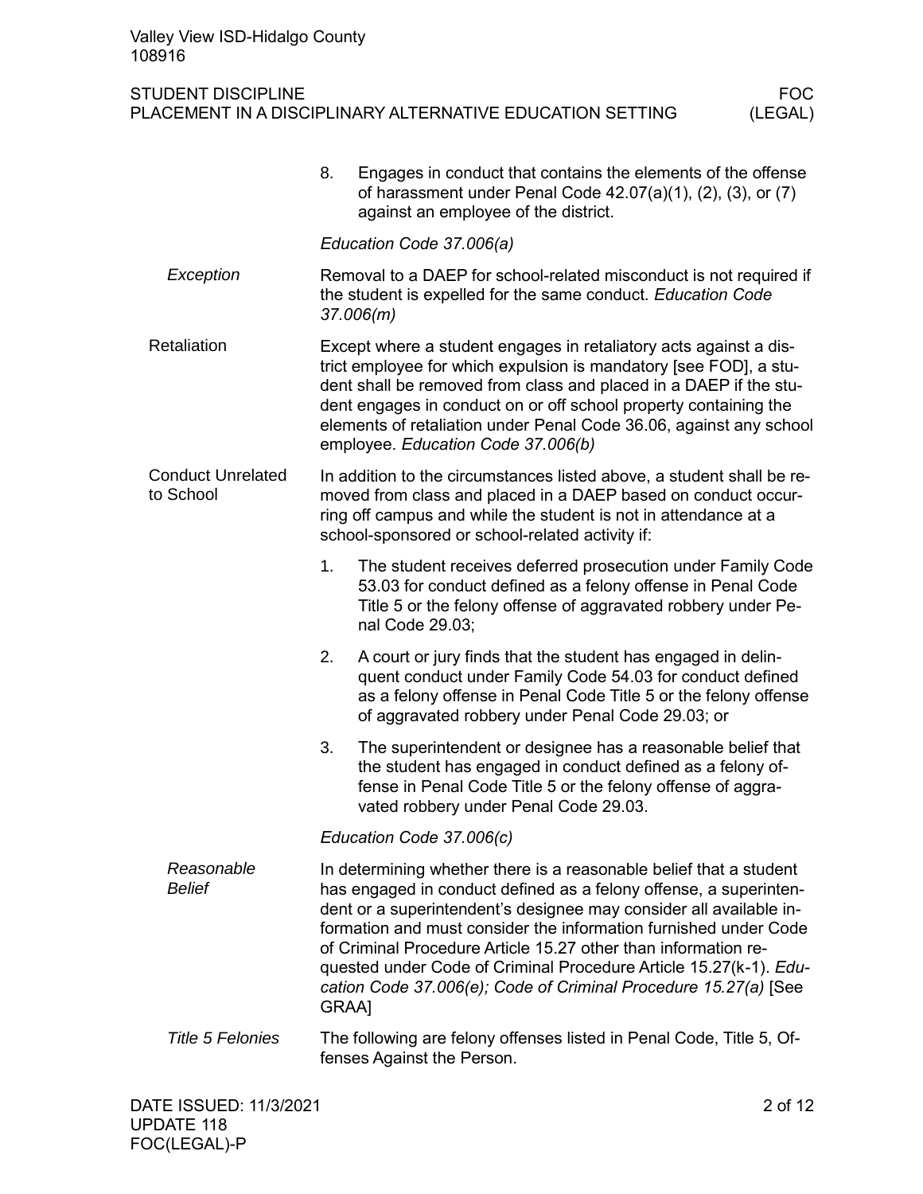8. Engages in conduct that contains the elements of the offense of harassment under Penal Code 42.07(a)(1), (2), (3), or (7) against an employee of the district.

*Education Code 37.006(a)*

### *Exception*

Removal to a DAEP for school-related misconduct is not required if the student is expelled for the same conduct. *Education Code 37.006(m)*

## Retaliation

Except where a student engages in retaliatory acts against a district employee for which expulsion is mandatory [see FOD], a student shall be removed from class and placed in a DAEP if the student engages in conduct on or off school property containing the elements of retaliation under Penal Code 36.06, against any school employee. *Education Code 37.006(b)*

## Conduct Unrelated to School

In addition to the circumstances listed above, a student shall be removed from class and placed in a DAEP based on conduct occurring off campus and while the student is not in attendance at a school-sponsored or school-related activity if:

1. The student receives deferred prosecution under Family Code 53.03 for conduct defined as a felony offense in Penal Code Title 5 or the felony offense of aggravated robbery under Penal Code 29.03;
2. A court or jury finds that the student has engaged in delinquent conduct under Family Code 54.03 for conduct defined as a felony offense in Penal Code Title 5 or the felony offense of aggravated robbery under Penal Code 29.03; or
3. The superintendent or designee has a reasonable belief that the student has engaged in conduct defined as a felony offense in Penal Code Title 5 or the felony offense of aggravated robbery under Penal Code 29.03.

*Education Code 37.006(c)*

### *Reasonable Belief*

In determining whether there is a reasonable belief that a student has engaged in conduct defined as a felony offense, a superintendent or a superintendent's designee may consider all available information and must consider the information furnished under Code of Criminal Procedure Article 15.27 other than information requested under Code of Criminal Procedure Article 15.27(k-1). *Education Code 37.006(e); Code of Criminal Procedure 15.27(a)* [See GRAA]

### *Title 5 Felonies*

The following are felony offenses listed in Penal Code, Title 5, Offenses Against the Person.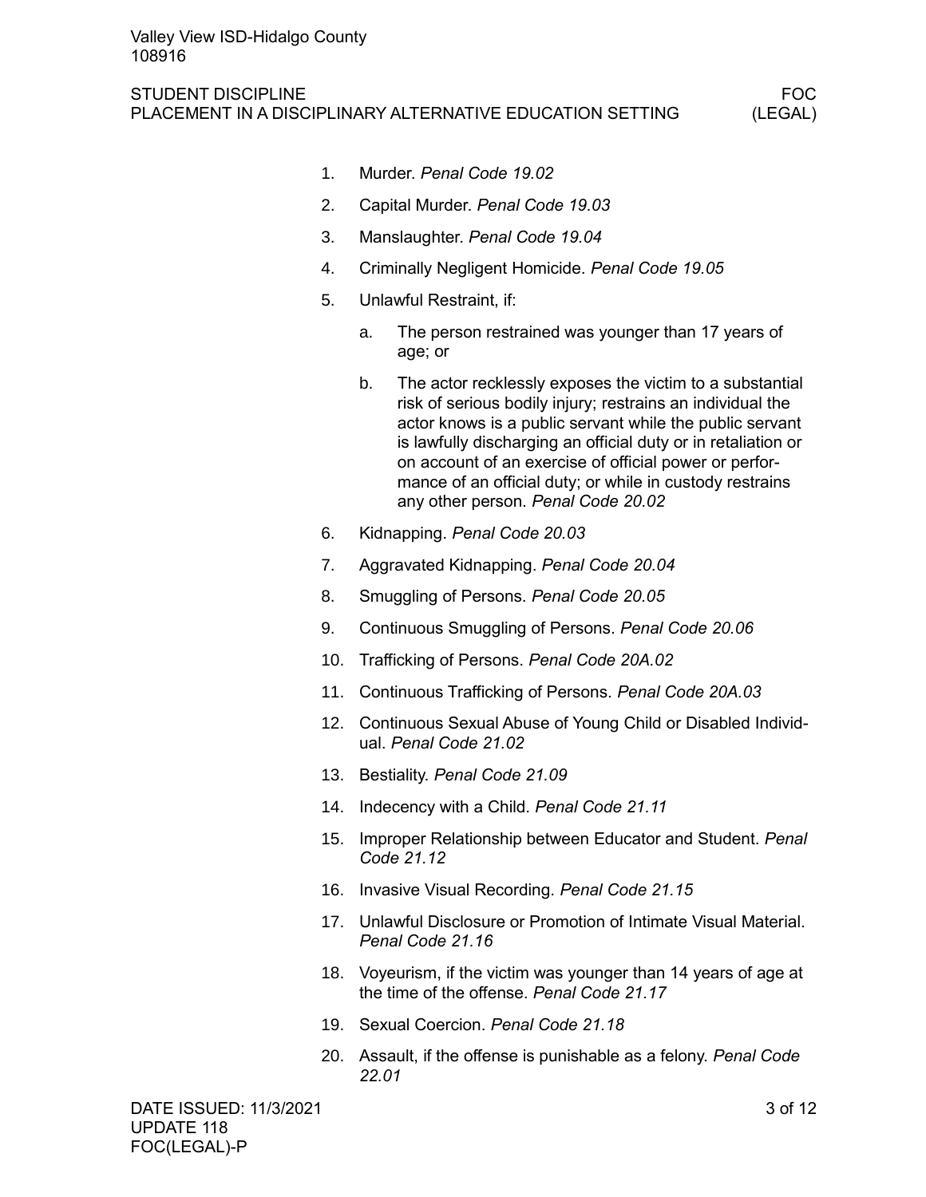1. Murder. *Penal Code 19.02*
2. Capital Murder. *Penal Code 19.03*
3. Manslaughter. *Penal Code 19.04*
4. Criminally Negligent Homicide. *Penal Code 19.05*
5. Unlawful Restraint, if:
    a. The person restrained was younger than 17 years of age; or
    b. The actor recklessly exposes the victim to a substantial risk of serious bodily injury; restrains an individual the actor knows is a public servant while the public servant is lawfully discharging an official duty or in retaliation or on account of an exercise of official power or performance of an official duty; or while in custody restrains any other person. *Penal Code 20.02*
6. Kidnapping. *Penal Code 20.03*
7. Aggravated Kidnapping. *Penal Code 20.04*
8. Smuggling of Persons. *Penal Code 20.05*
9. Continuous Smuggling of Persons. *Penal Code 20.06*
10. Trafficking of Persons. *Penal Code 20A.02*
11. Continuous Trafficking of Persons. *Penal Code 20A.03*
12. Continuous Sexual Abuse of Young Child or Disabled Individual. *Penal Code 21.02*
13. Bestiality. *Penal Code 21.09*
14. Indecency with a Child. *Penal Code 21.11*
15. Improper Relationship between Educator and Student. *Penal Code 21.12*
16. Invasive Visual Recording. *Penal Code 21.15*
17. Unlawful Disclosure or Promotion of Intimate Visual Material. *Penal Code 21.16*
18. Voyeurism, if the victim was younger than 14 years of age at the time of the offense. *Penal Code 21.17*
19. Sexual Coercion. *Penal Code 21.18*
20. Assault, if the offense is punishable as a felony. *Penal Code 22.01*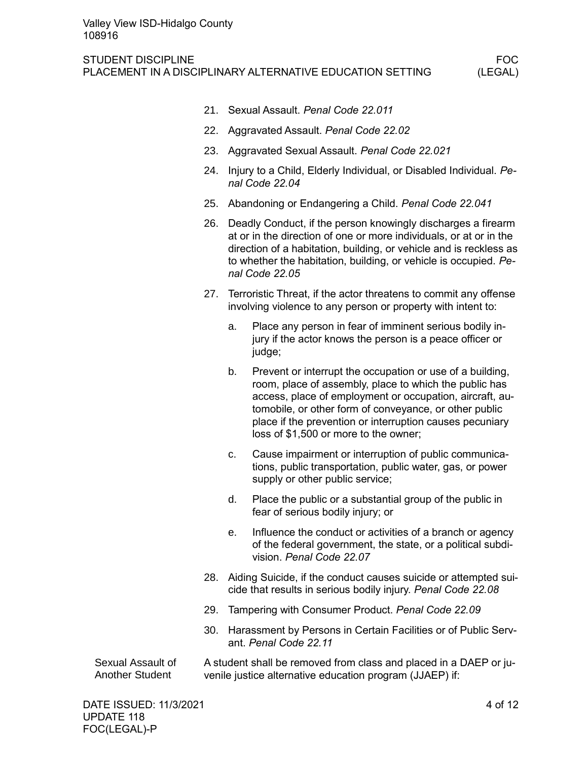21. Sexual Assault. *Penal Code 22.011*
22. Aggravated Assault. *Penal Code 22.02*
23. Aggravated Sexual Assault. *Penal Code 22.021*
24. Injury to a Child, Elderly Individual, or Disabled Individual. *Penal Code 22.04*
25. Abandoning or Endangering a Child. *Penal Code 22.041*
26. Deadly Conduct, if the person knowingly discharges a firearm at or in the direction of one or more individuals, or at or in the direction of a habitation, building, or vehicle and is reckless as to whether the habitation, building, or vehicle is occupied. *Penal Code 22.05*
27. Terroristic Threat, if the actor threatens to commit any offense involving violence to any person or property with intent to:
    a. Place any person in fear of imminent serious bodily injury if the actor knows the person is a peace officer or judge;
    b. Prevent or interrupt the occupation or use of a building, room, place of assembly, place to which the public has access, place of employment or occupation, aircraft, automobile, or other form of conveyance, or other public place if the prevention or interruption causes pecuniary loss of $1,500 or more to the owner;
    c. Cause impairment or interruption of public communications, public transportation, public water, gas, or power supply or other public service;
    d. Place the public or a substantial group of the public in fear of serious bodily injury; or
    e. Influence the conduct or activities of a branch or agency of the federal government, the state, or a political subdivision. *Penal Code 22.07*
28. Aiding Suicide, if the conduct causes suicide or attempted suicide that results in serious bodily injury. *Penal Code 22.08*
29. Tampering with Consumer Product. *Penal Code 22.09*
30. Harassment by Persons in Certain Facilities or of Public Servant. *Penal Code 22.11*

**Sexual Assault of Another Student**

A student shall be removed from class and placed in a DAEP or juvenile justice alternative education program (JJAEP) if: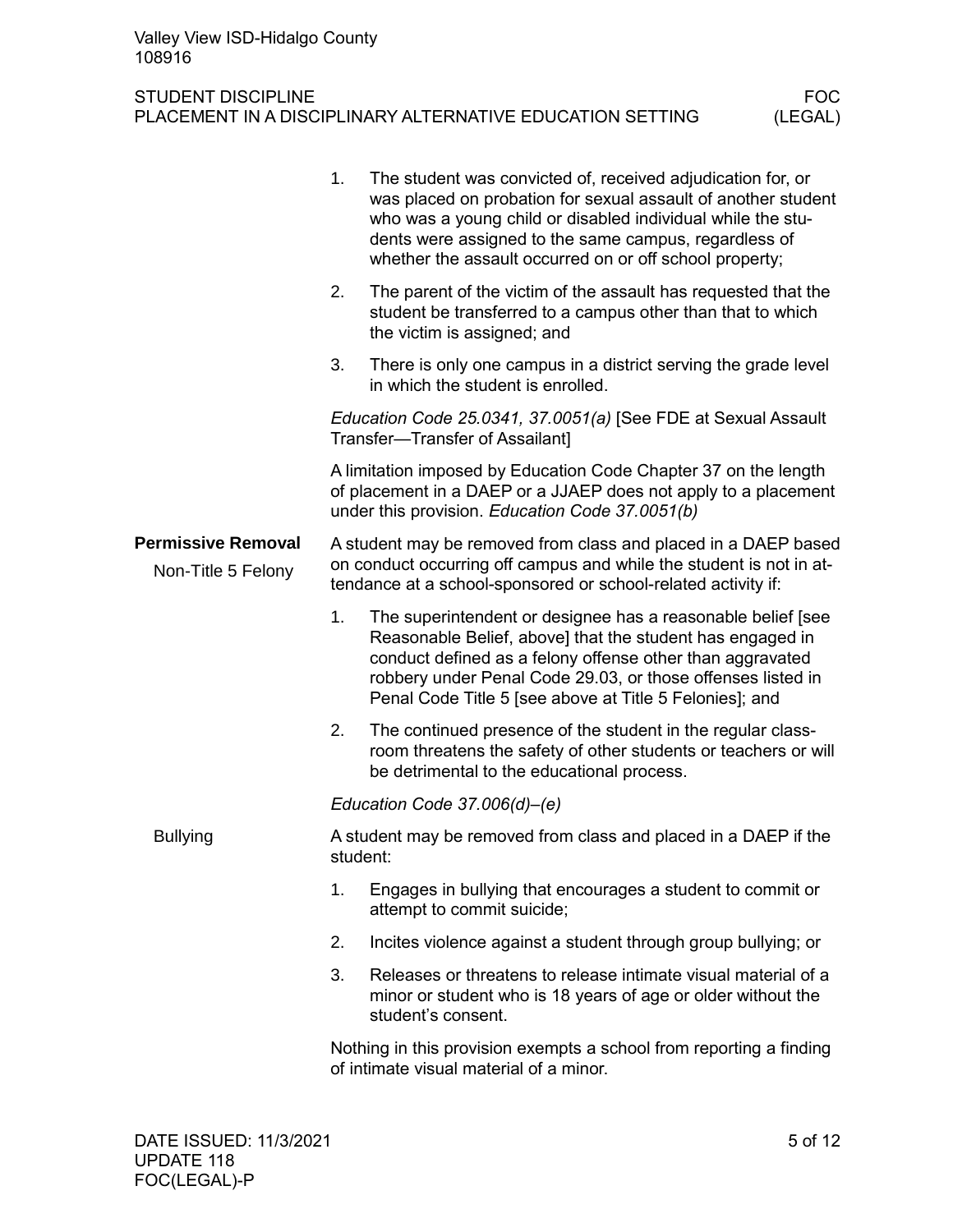1. The student was convicted of, received adjudication for, or was placed on probation for sexual assault of another student who was a young child or disabled individual while the students were assigned to the same campus, regardless of whether the assault occurred on or off school property;
2. The parent of the victim of the assault has requested that the student be transferred to a campus other than that to which the victim is assigned; and
3. There is only one campus in a district serving the grade level in which the student is enrolled.

*Education Code 25.0341, 37.0051(a)* [See FDE at Sexual Assault Transfer—Transfer of Assailant]

A limitation imposed by Education Code Chapter 37 on the length of placement in a DAEP or a JJAEP does not apply to a placement under this provision. *Education Code 37.0051(b)*

## Permissive Removal

### Non-Title 5 Felony

A student may be removed from class and placed in a DAEP based on conduct occurring off campus and while the student is not in attendance at a school-sponsored or school-related activity if:

1. The superintendent or designee has a reasonable belief [see Reasonable Belief, above] that the student has engaged in conduct defined as a felony offense other than aggravated robbery under Penal Code 29.03, or those offenses listed in Penal Code Title 5 [see above at Title 5 Felonies]; and
2. The continued presence of the student in the regular classroom threatens the safety of other students or teachers or will be detrimental to the educational process.

*Education Code 37.006(d)–(e)*

### Bullying

A student may be removed from class and placed in a DAEP if the student:

1. Engages in bullying that encourages a student to commit or attempt to commit suicide;
2. Incites violence against a student through group bullying; or
3. Releases or threatens to release intimate visual material of a minor or student who is 18 years of age or older without the student's consent.

Nothing in this provision exempts a school from reporting a finding of intimate visual material of a minor.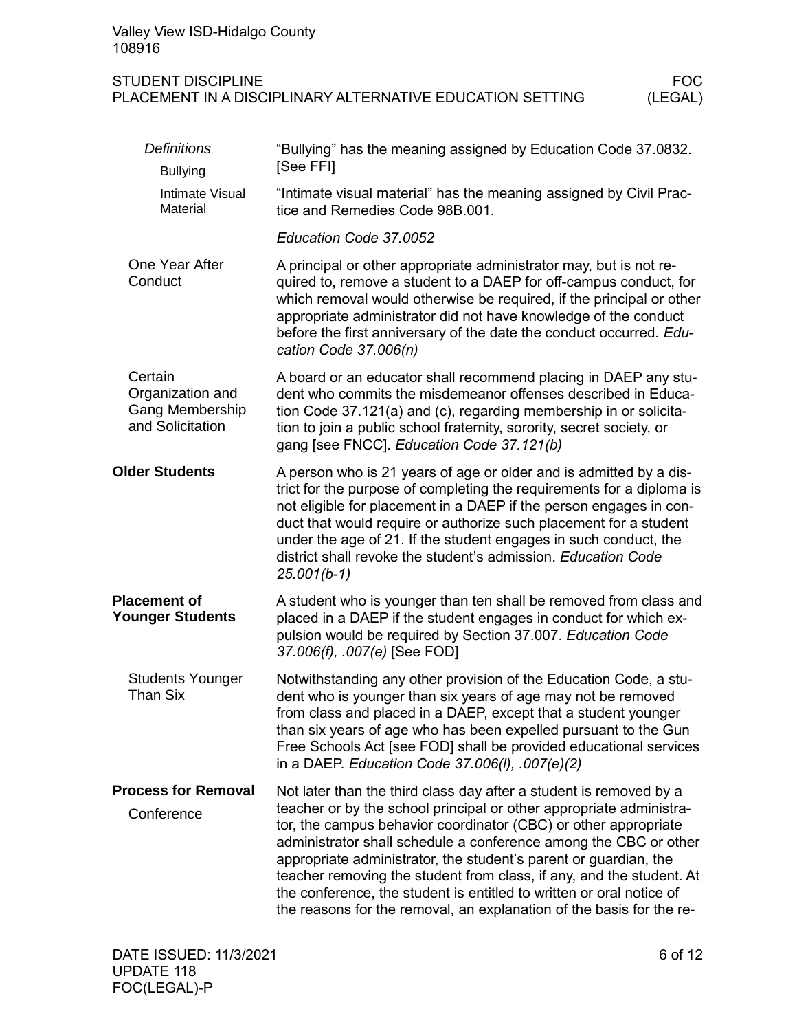#### *Definitions*

##### Bullying

"Bullying" has the meaning assigned by Education Code 37.0832. [See FFI]

##### Intimate Visual Material

"Intimate visual material" has the meaning assigned by Civil Practice and Remedies Code 98B.001.

*Education Code 37.0052*

### One Year After Conduct

A principal or other appropriate administrator may, but is not required to, remove a student to a DAEP for off-campus conduct, for which removal would otherwise be required, if the principal or other appropriate administrator did not have knowledge of the conduct before the first anniversary of the date the conduct occurred. *Education Code 37.006(n)*

### Certain Organization and Gang Membership and Solicitation

A board or an educator shall recommend placing in DAEP any student who commits the misdemeanor offenses described in Education Code 37.121(a) and (c), regarding membership in or solicitation to join a public school fraternity, sorority, secret society, or gang [see FNCC]. *Education Code 37.121(b)*

## Older Students

A person who is 21 years of age or older and is admitted by a district for the purpose of completing the requirements for a diploma is not eligible for placement in a DAEP if the person engages in conduct that would require or authorize such placement for a student under the age of 21. If the student engages in such conduct, the district shall revoke the student's admission. *Education Code 25.001(b-1)*

## Placement of Younger Students

A student who is younger than ten shall be removed from class and placed in a DAEP if the student engages in conduct for which expulsion would be required by Section 37.007. *Education Code 37.006(f), .007(e)* [See FOD]

### Students Younger Than Six

Notwithstanding any other provision of the Education Code, a student who is younger than six years of age may not be removed from class and placed in a DAEP, except that a student younger than six years of age who has been expelled pursuant to the Gun Free Schools Act [see FOD] shall be provided educational services in a DAEP. *Education Code 37.006(l), .007(e)(2)*

## Process for Removal

### Conference

Not later than the third class day after a student is removed by a teacher or by the school principal or other appropriate administrator, the campus behavior coordinator (CBC) or other appropriate administrator shall schedule a conference among the CBC or other appropriate administrator, the student's parent or guardian, the teacher removing the student from class, if any, and the student. At the conference, the student is entitled to written or oral notice of the reasons for the removal, an explanation of the basis for the re-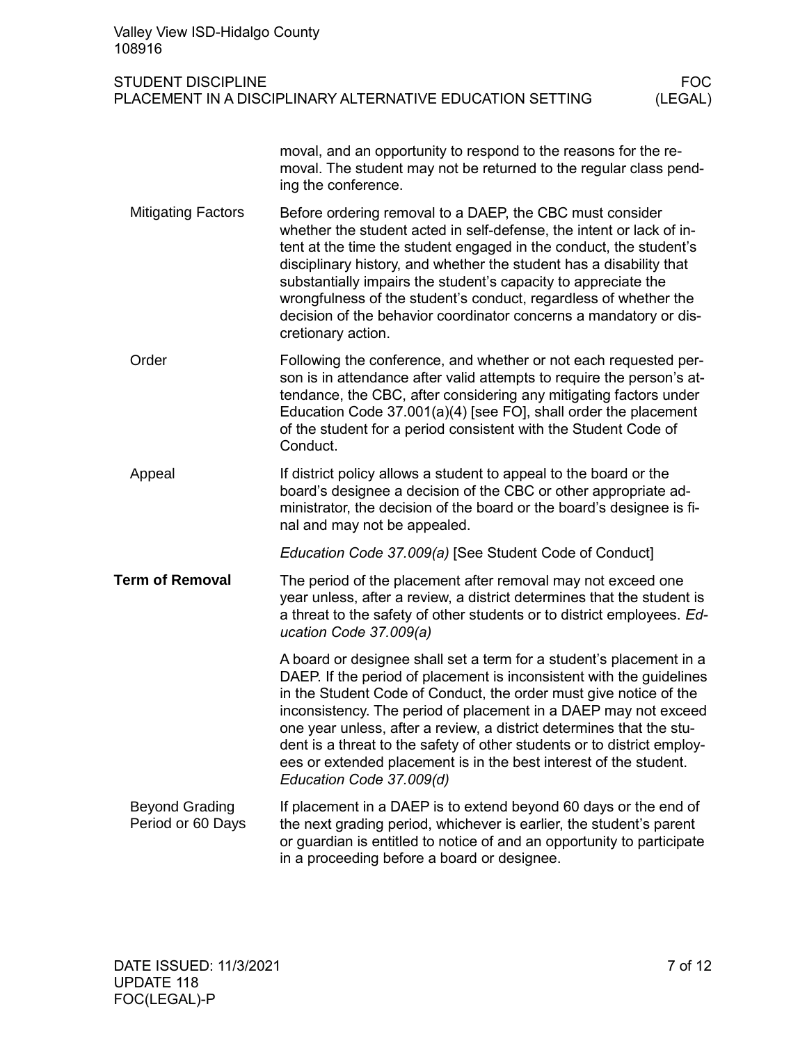moval, and an opportunity to respond to the reasons for the removal. The student may not be returned to the regular class pending the conference.

### Mitigating Factors

Before ordering removal to a DAEP, the CBC must consider whether the student acted in self-defense, the intent or lack of intent at the time the student engaged in the conduct, the student's disciplinary history, and whether the student has a disability that substantially impairs the student's capacity to appreciate the wrongfulness of the student's conduct, regardless of whether the decision of the behavior coordinator concerns a mandatory or discretionary action.

### Order

Following the conference, and whether or not each requested person is in attendance after valid attempts to require the person's attendance, the CBC, after considering any mitigating factors under Education Code 37.001(a)(4) [see FO], shall order the placement of the student for a period consistent with the Student Code of Conduct.

### Appeal

If district policy allows a student to appeal to the board or the board's designee a decision of the CBC or other appropriate administrator, the decision of the board or the board's designee is final and may not be appealed.

*Education Code 37.009(a)* [See Student Code of Conduct]

## Term of Removal

The period of the placement after removal may not exceed one year unless, after a review, a district determines that the student is a threat to the safety of other students or to district employees. *Education Code 37.009(a)*

A board or designee shall set a term for a student's placement in a DAEP. If the period of placement is inconsistent with the guidelines in the Student Code of Conduct, the order must give notice of the inconsistency. The period of placement in a DAEP may not exceed one year unless, after a review, a district determines that the student is a threat to the safety of other students or to district employees or extended placement is in the best interest of the student. *Education Code 37.009(d)*

### Beyond Grading Period or 60 Days

If placement in a DAEP is to extend beyond 60 days or the end of the next grading period, whichever is earlier, the student's parent or guardian is entitled to notice of and an opportunity to participate in a proceeding before a board or designee.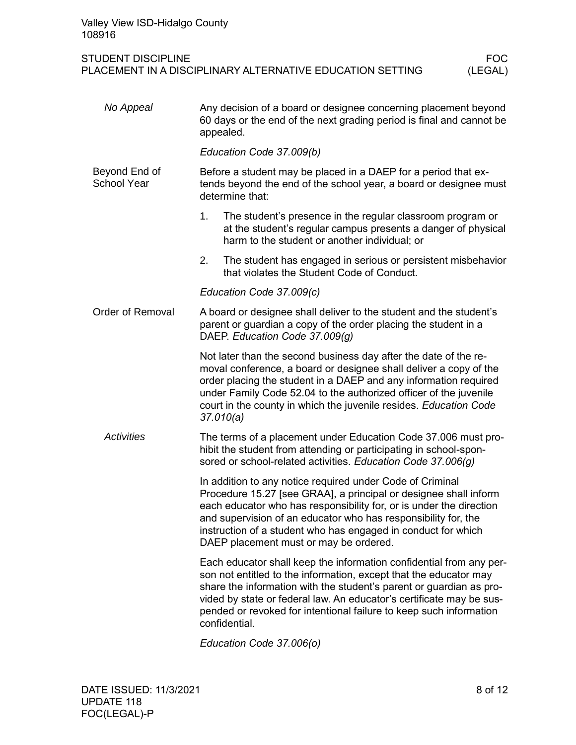### *No Appeal*

Any decision of a board or designee concerning placement beyond 60 days or the end of the next grading period is final and cannot be appealed.

*Education Code 37.009(b)*

## Beyond End of School Year

Before a student may be placed in a DAEP for a period that extends beyond the end of the school year, a board or designee must determine that:

1. The student's presence in the regular classroom program or at the student's regular campus presents a danger of physical harm to the student or another individual; or
2. The student has engaged in serious or persistent misbehavior that violates the Student Code of Conduct.

*Education Code 37.009(c)*

## Order of Removal

A board or designee shall deliver to the student and the student's parent or guardian a copy of the order placing the student in a DAEP. *Education Code 37.009(g)*

Not later than the second business day after the date of the removal conference, a board or designee shall deliver a copy of the order placing the student in a DAEP and any information required under Family Code 52.04 to the authorized officer of the juvenile court in the county in which the juvenile resides. *Education Code 37.010(a)*

### *Activities*

The terms of a placement under Education Code 37.006 must prohibit the student from attending or participating in school-sponsored or school-related activities. *Education Code 37.006(g)*

In addition to any notice required under Code of Criminal Procedure 15.27 [see GRAA], a principal or designee shall inform each educator who has responsibility for, or is under the direction and supervision of an educator who has responsibility for, the instruction of a student who has engaged in conduct for which DAEP placement must or may be ordered.

Each educator shall keep the information confidential from any person not entitled to the information, except that the educator may share the information with the student's parent or guardian as provided by state or federal law. An educator's certificate may be suspended or revoked for intentional failure to keep such information confidential.

*Education Code 37.006(o)*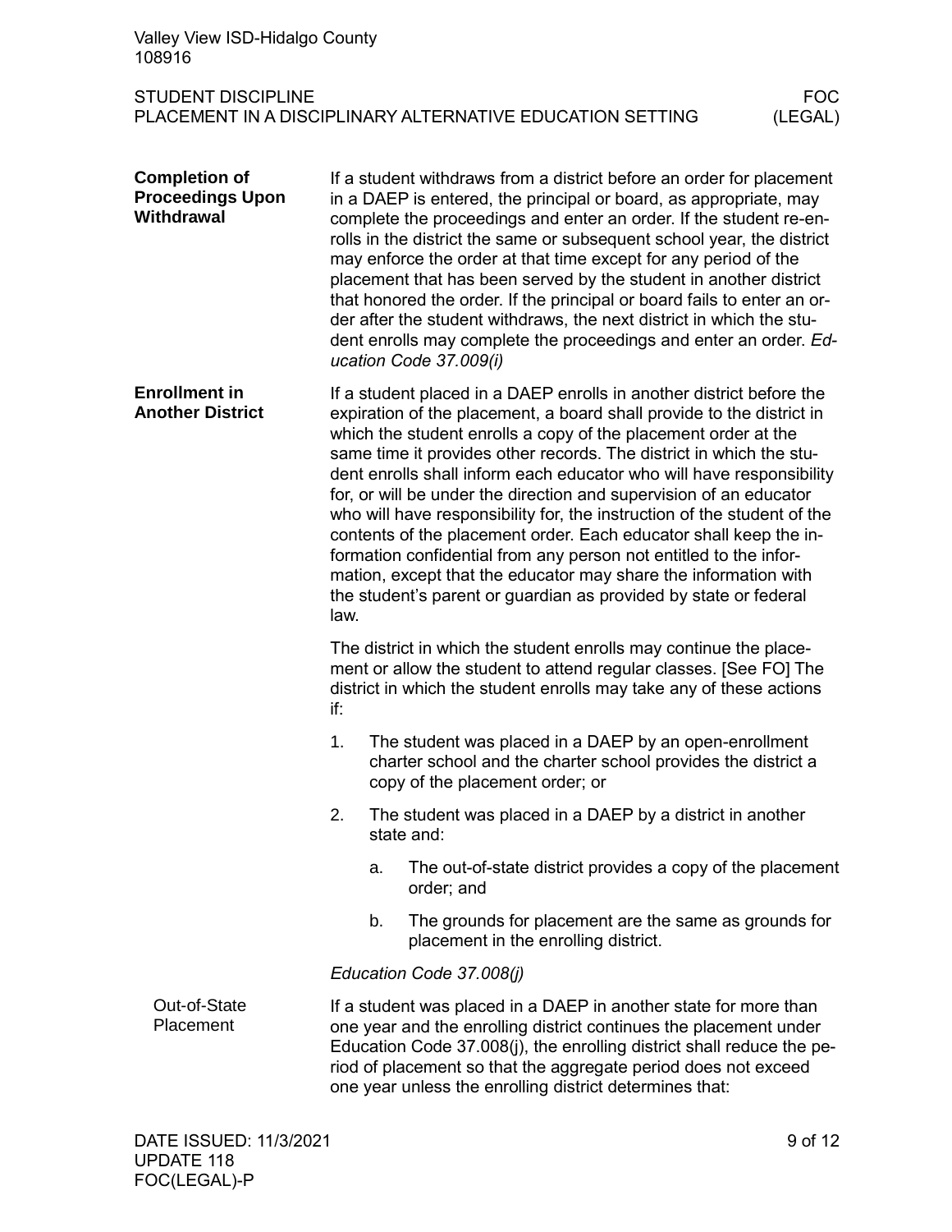## Completion of Proceedings Upon Withdrawal

If a student withdraws from a district before an order for placement in a DAEP is entered, the principal or board, as appropriate, may complete the proceedings and enter an order. If the student re-enrolls in the district the same or subsequent school year, the district may enforce the order at that time except for any period of the placement that has been served by the student in another district that honored the order. If the principal or board fails to enter an order after the student withdraws, the next district in which the student enrolls may complete the proceedings and enter an order. *Education Code 37.009(i)*

## Enrollment in Another District

If a student placed in a DAEP enrolls in another district before the expiration of the placement, a board shall provide to the district in which the student enrolls a copy of the placement order at the same time it provides other records. The district in which the student enrolls shall inform each educator who will have responsibility for, or will be under the direction and supervision of an educator who will have responsibility for, the instruction of the student of the contents of the placement order. Each educator shall keep the information confidential from any person not entitled to the information, except that the educator may share the information with the student's parent or guardian as provided by state or federal law.

The district in which the student enrolls may continue the placement or allow the student to attend regular classes. [See FO] The district in which the student enrolls may take any of these actions if:

1. The student was placed in a DAEP by an open-enrollment charter school and the charter school provides the district a copy of the placement order; or
2. The student was placed in a DAEP by a district in another state and:
   a. The out-of-state district provides a copy of the placement order; and
   b. The grounds for placement are the same as grounds for placement in the enrolling district.

*Education Code 37.008(j)*

### Out-of-State Placement

If a student was placed in a DAEP in another state for more than one year and the enrolling district continues the placement under Education Code 37.008(j), the enrolling district shall reduce the period of placement so that the aggregate period does not exceed one year unless the enrolling district determines that: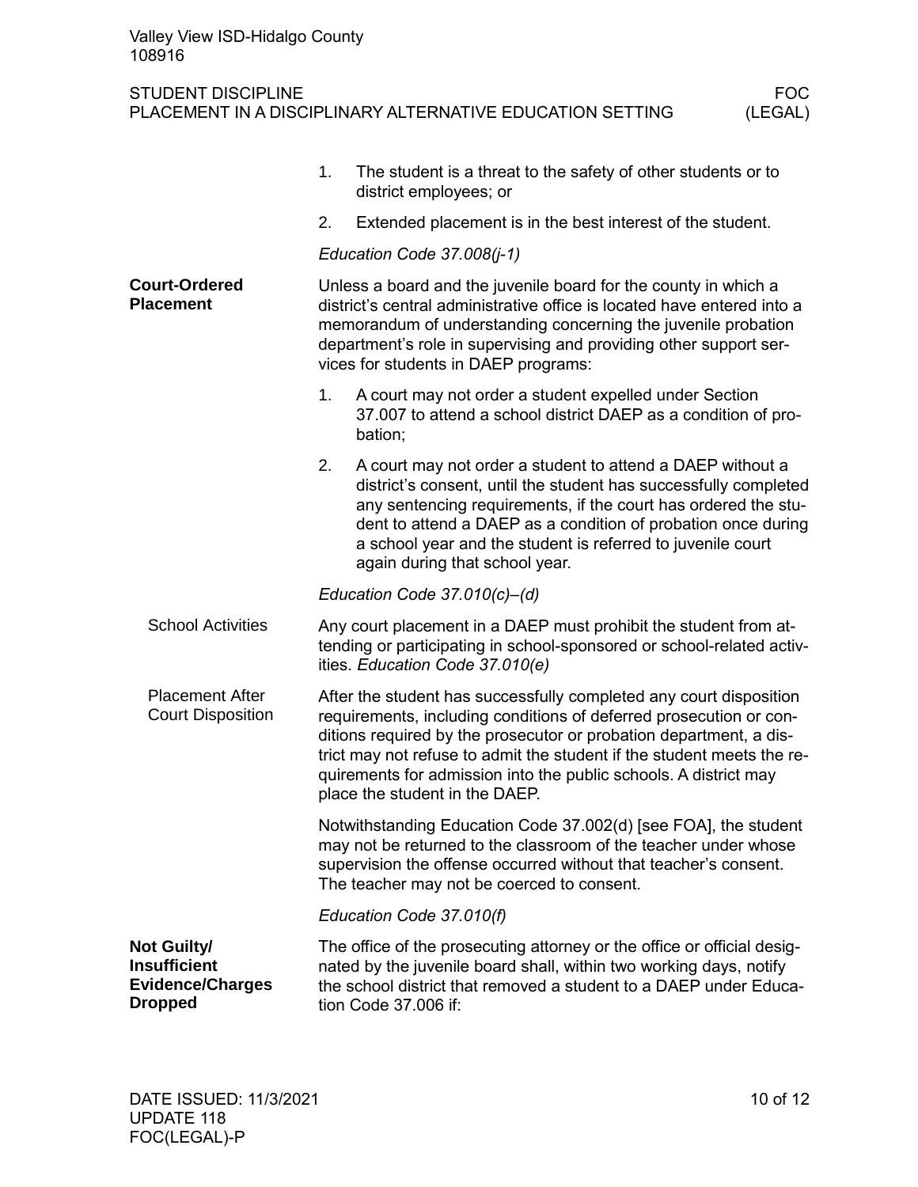1. The student is a threat to the safety of other students or to district employees; or
2. Extended placement is in the best interest of the student.

*Education Code 37.008(j-1)*

## Court-Ordered Placement

Unless a board and the juvenile board for the county in which a district's central administrative office is located have entered into a memorandum of understanding concerning the juvenile probation department's role in supervising and providing other support services for students in DAEP programs:

1. A court may not order a student expelled under Section 37.007 to attend a school district DAEP as a condition of probation;
2. A court may not order a student to attend a DAEP without a district's consent, until the student has successfully completed any sentencing requirements, if the court has ordered the student to attend a DAEP as a condition of probation once during a school year and the student is referred to juvenile court again during that school year.

*Education Code 37.010(c)–(d)*

### School Activities

Any court placement in a DAEP must prohibit the student from attending or participating in school-sponsored or school-related activities. *Education Code 37.010(e)*

### Placement After Court Disposition

After the student has successfully completed any court disposition requirements, including conditions of deferred prosecution or conditions required by the prosecutor or probation department, a district may not refuse to admit the student if the student meets the requirements for admission into the public schools. A district may place the student in the DAEP.

Notwithstanding Education Code 37.002(d) [see FOA], the student may not be returned to the classroom of the teacher under whose supervision the offense occurred without that teacher's consent. The teacher may not be coerced to consent.

*Education Code 37.010(f)*

## Not Guilty/ Insufficient Evidence/Charges Dropped

The office of the prosecuting attorney or the office or official designated by the juvenile board shall, within two working days, notify the school district that removed a student to a DAEP under Education Code 37.006 if: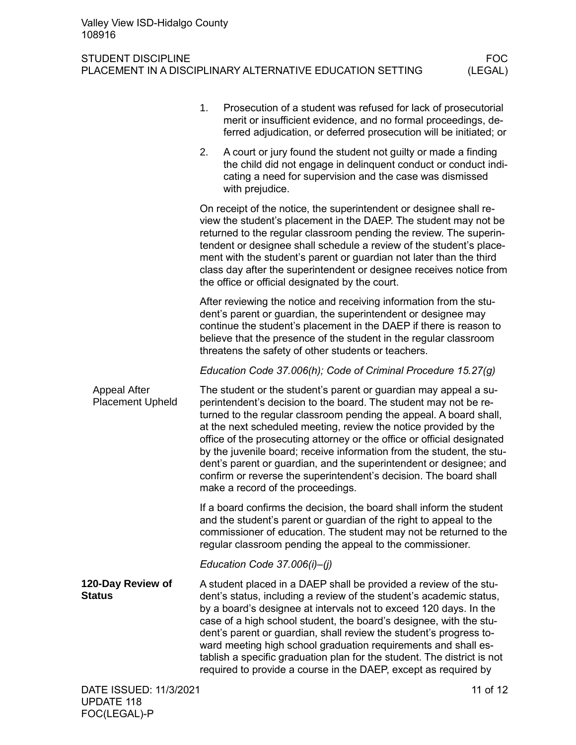1. Prosecution of a student was refused for lack of prosecutorial merit or insufficient evidence, and no formal proceedings, deferred adjudication, or deferred prosecution will be initiated; or
2. A court or jury found the student not guilty or made a finding the child did not engage in delinquent conduct or conduct indicating a need for supervision and the case was dismissed with prejudice.

On receipt of the notice, the superintendent or designee shall review the student's placement in the DAEP. The student may not be returned to the regular classroom pending the review. The superintendent or designee shall schedule a review of the student's placement with the student's parent or guardian not later than the third class day after the superintendent or designee receives notice from the office or official designated by the court.

After reviewing the notice and receiving information from the student's parent or guardian, the superintendent or designee may continue the student's placement in the DAEP if there is reason to believe that the presence of the student in the regular classroom threatens the safety of other students or teachers.

*Education Code 37.006(h); Code of Criminal Procedure 15.27(g)*

### Appeal After Placement Upheld

The student or the student's parent or guardian may appeal a superintendent's decision to the board. The student may not be returned to the regular classroom pending the appeal. A board shall, at the next scheduled meeting, review the notice provided by the office of the prosecuting attorney or the office or official designated by the juvenile board; receive information from the student, the student's parent or guardian, and the superintendent or designee; and confirm or reverse the superintendent's decision. The board shall make a record of the proceedings.

If a board confirms the decision, the board shall inform the student and the student's parent or guardian of the right to appeal to the commissioner of education. The student may not be returned to the regular classroom pending the appeal to the commissioner.

*Education Code 37.006(i)–(j)*

## 120-Day Review of Status

A student placed in a DAEP shall be provided a review of the student's status, including a review of the student's academic status, by a board's designee at intervals not to exceed 120 days. In the case of a high school student, the board's designee, with the student's parent or guardian, shall review the student's progress toward meeting high school graduation requirements and shall establish a specific graduation plan for the student. The district is not required to provide a course in the DAEP, except as required by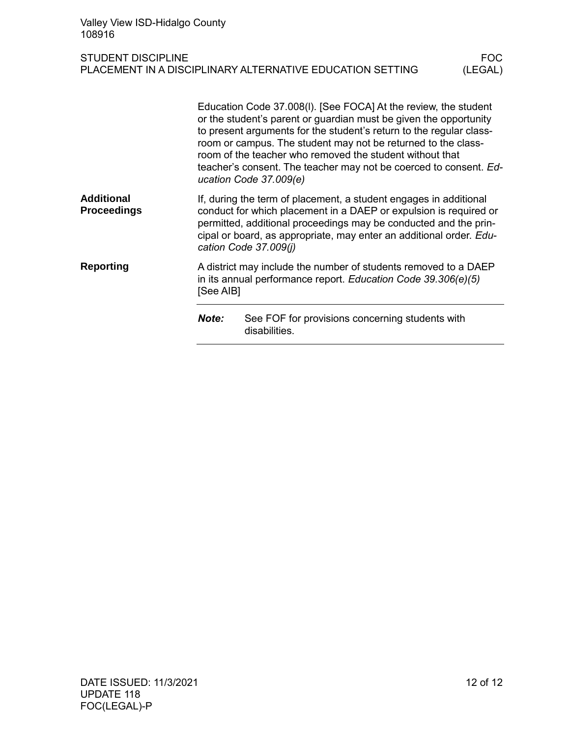Education Code 37.008(l). [See FOCA] At the review, the student or the student's parent or guardian must be given the opportunity to present arguments for the student's return to the regular classroom or campus. The student may not be returned to the classroom of the teacher who removed the student without that teacher's consent. The teacher may not be coerced to consent. *Education Code 37.009(e)*

**Additional Proceedings**

If, during the term of placement, a student engages in additional conduct for which placement in a DAEP or expulsion is required or permitted, additional proceedings may be conducted and the principal or board, as appropriate, may enter an additional order. *Education Code 37.009(j)*

**Reporting**

A district may include the number of students removed to a DAEP in its annual performance report. *Education Code 39.306(e)(5)* [See AIB]

---

***Note:*** See FOF for provisions concerning students with disabilities.

---

DATE ISSUED: 11/3/2021
UPDATE 118
FOC(LEGAL)-P